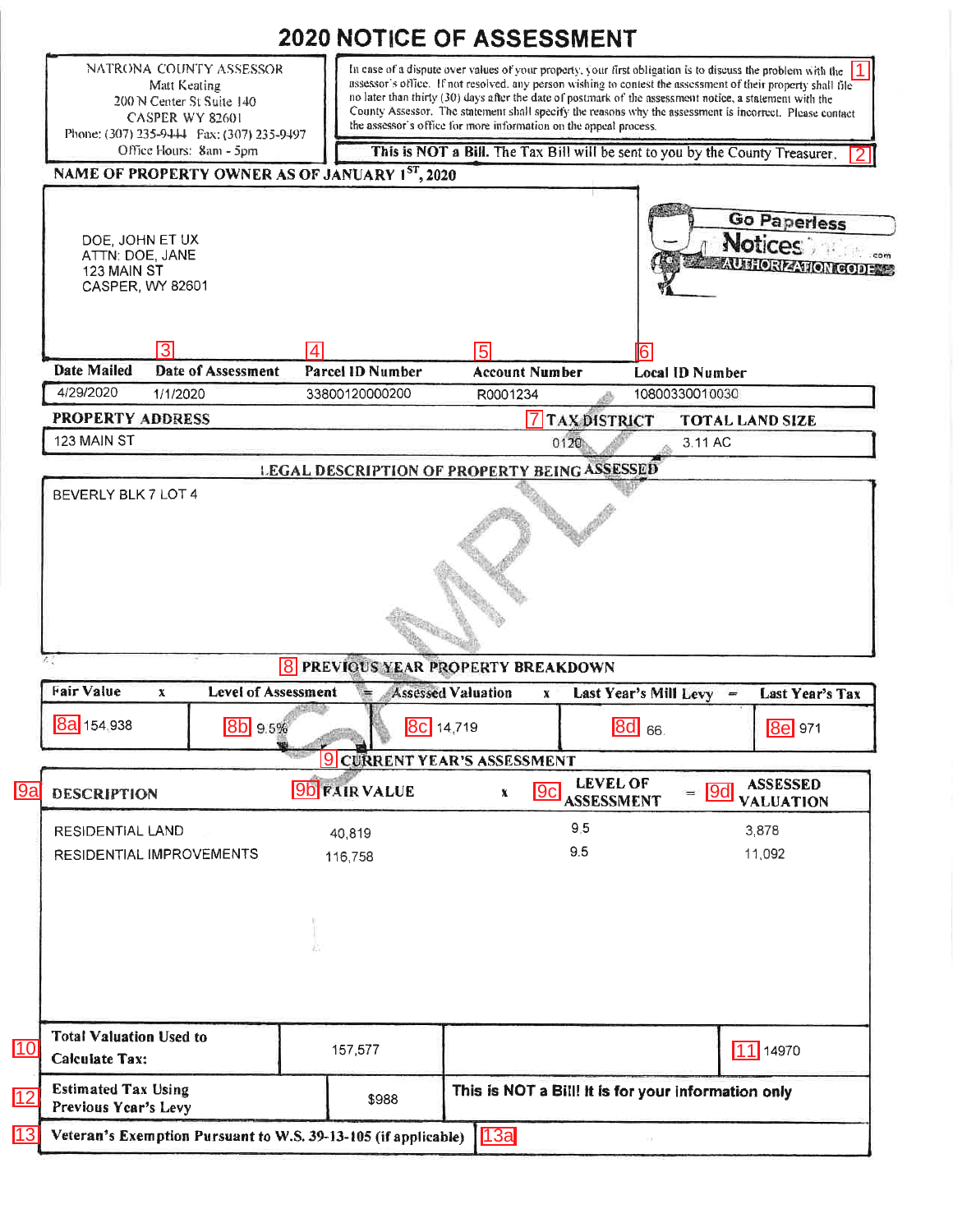# 2020 NOTICE OF ASSESSMENT

NATRONA COUNTY ASSESSOR
Matt Keating
200 N Center St Suite 140
CASPER WY 82601
Phone: (307) 235-9444 Fax: (307) 235-9497
Office Hours: 8am - 5pm

In case of a dispute over values of your property, your first obligation is to discuss the problem with the assessor's office. If not resolved, any person wishing to contest the assessment of their property shall file no later than thirty (30) days after the date of postmark of the assessment notice, a statement with the County Assessor. The statement shall specify the reasons why the assessment is incorrect. Please contact the assessor's office for more information on the appeal process. [1]

**This is NOT a Bill. The Tax Bill will be sent to you by the County Treasurer.** [2]

**NAME OF PROPERTY OWNER AS OF JANUARY 1ST, 2020**

DOE, JOHN ET UX
ATTN: DOE, JANE
123 MAIN ST
CASPER, WY 82601

Go Paperless Notices .com AUTHORIZATION CODE

| Date Mailed | [3] Date of Assessment | [4] Parcel ID Number | [5] Account Number | [6] Local ID Number |
|---|---|---|---|---|
| 4/29/2020 | 1/1/2020 | 33800120000200 | R0001234 | 10800330010030 |

| PROPERTY ADDRESS | [7] TAX DISTRICT | TOTAL LAND SIZE |
|---|---|---|
| 123 MAIN ST | 0120 | 3.11 AC |

**LEGAL DESCRIPTION OF PROPERTY BEING ASSESSED**

BEVERLY BLK 7 LOT 4

**[8] PREVIOUS YEAR PROPERTY BREAKDOWN**

| Fair Value | x | Level of Assessment | = | Assessed Valuation | x | Last Year's Mill Levy | = | Last Year's Tax |
|---|---|---|---|---|---|---|---|---|
| [8a] 154,938 | | [8b] 9.5% | | [8c] 14,719 | | [8d] 66. | | [8e] 971 |

**[9] CURRENT YEAR'S ASSESSMENT**

| [9a] DESCRIPTION | [9b] FAIR VALUE | x | [9c] LEVEL OF ASSESSMENT | = | [9d] ASSESSED VALUATION |
|---|---|---|---|---|---|
| RESIDENTIAL LAND | 40,819 | | 9.5 | | 3,878 |
| RESIDENTIAL IMPROVEMENTS | 116,758 | | 9.5 | | 11,092 |

| [10] Total Valuation Used to Calculate Tax: | 157,577 | [11] 14970 |
|---|---|---|
| [12] Estimated Tax Using Previous Year's Levy | $988 | This is NOT a Bill! It is for your information only |
| [13] Veteran's Exemption Pursuant to W.S. 39-13-105 (if applicable) | [13a] | |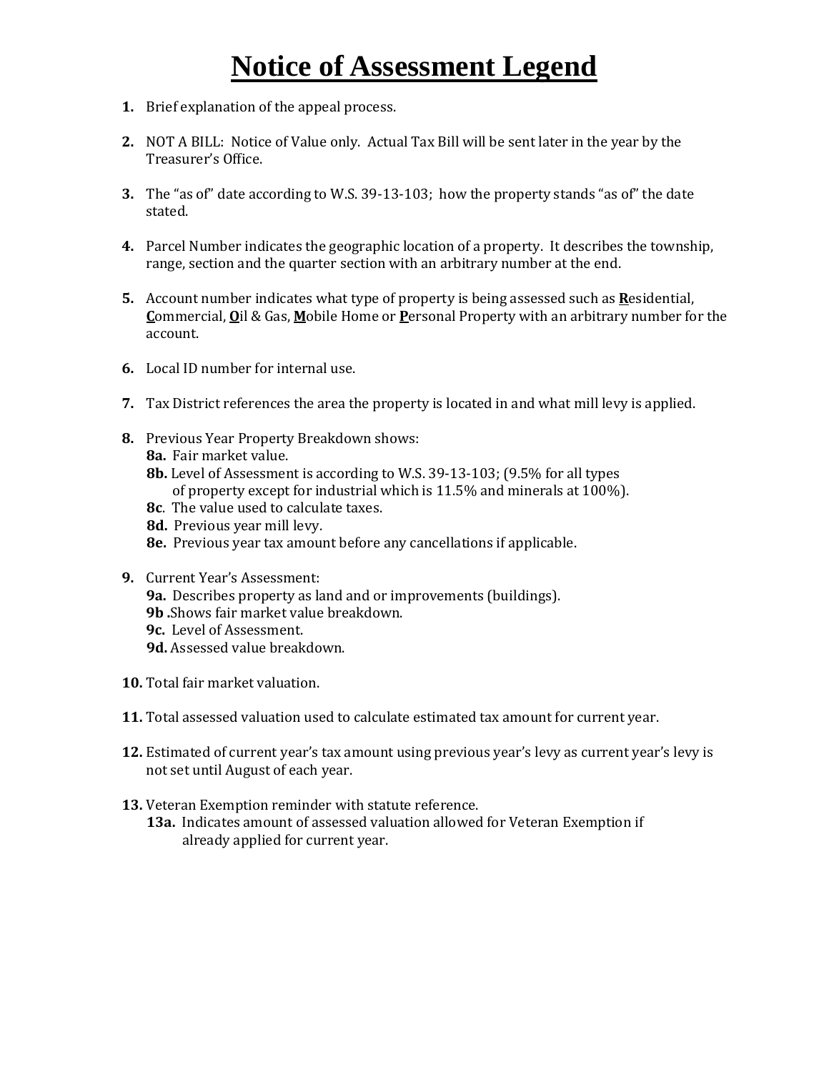# Notice of Assessment Legend

**1.** Brief explanation of the appeal process.

**2.** NOT A BILL: Notice of Value only. Actual Tax Bill will be sent later in the year by the Treasurer's Office.

**3.** The "as of" date according to W.S. 39-13-103; how the property stands "as of" the date stated.

**4.** Parcel Number indicates the geographic location of a property. It describes the township, range, section and the quarter section with an arbitrary number at the end.

**5.** Account number indicates what type of property is being assessed such as **R**esidential, **C**ommercial, **O**il & Gas, **M**obile Home or **P**ersonal Property with an arbitrary number for the account.

**6.** Local ID number for internal use.

**7.** Tax District references the area the property is located in and what mill levy is applied.

**8.** Previous Year Property Breakdown shows:
- **8a.** Fair market value.
- **8b.** Level of Assessment is according to W.S. 39-13-103; (9.5% for all types of property except for industrial which is 11.5% and minerals at 100%).
- **8c**. The value used to calculate taxes.
- **8d.** Previous year mill levy.
- **8e.** Previous year tax amount before any cancellations if applicable.

**9.** Current Year's Assessment:
- **9a.** Describes property as land and or improvements (buildings).
- **9b .**Shows fair market value breakdown.
- **9c.** Level of Assessment.
- **9d.** Assessed value breakdown.

**10.** Total fair market valuation.

**11.** Total assessed valuation used to calculate estimated tax amount for current year.

**12.** Estimated of current year's tax amount using previous year's levy as current year's levy is not set until August of each year.

**13.** Veteran Exemption reminder with statute reference.
- **13a.** Indicates amount of assessed valuation allowed for Veteran Exemption if already applied for current year.